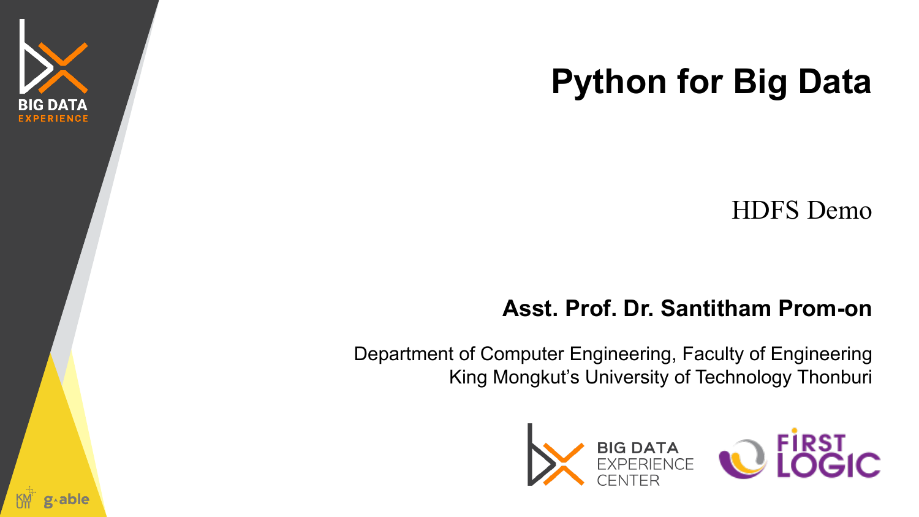# Python for Big Data

HDFS Demo

**Asst. Prof. Dr. Santitham Prom-on**

Department of Computer Engineering, Faculty of Engineering
King Mongkut's University of Technology Thonburi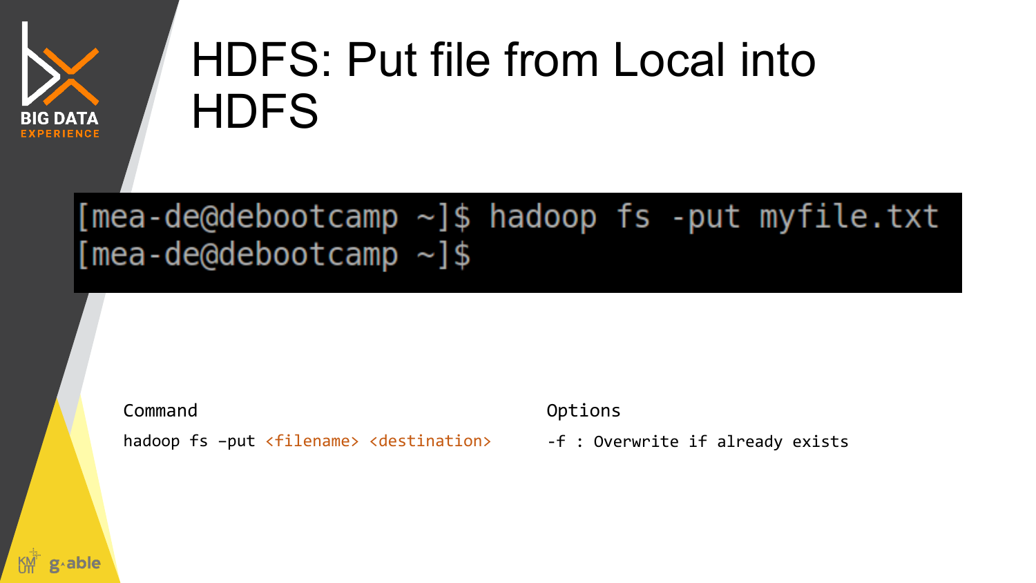# HDFS: Put file from Local into HDFS

```
[mea-de@debootcamp ~]$ hadoop fs -put myfile.txt
[mea-de@debootcamp ~]$
```

Command

```
hadoop fs –put <filename> <destination>
```

Options

```
-f : Overwrite if already exists
```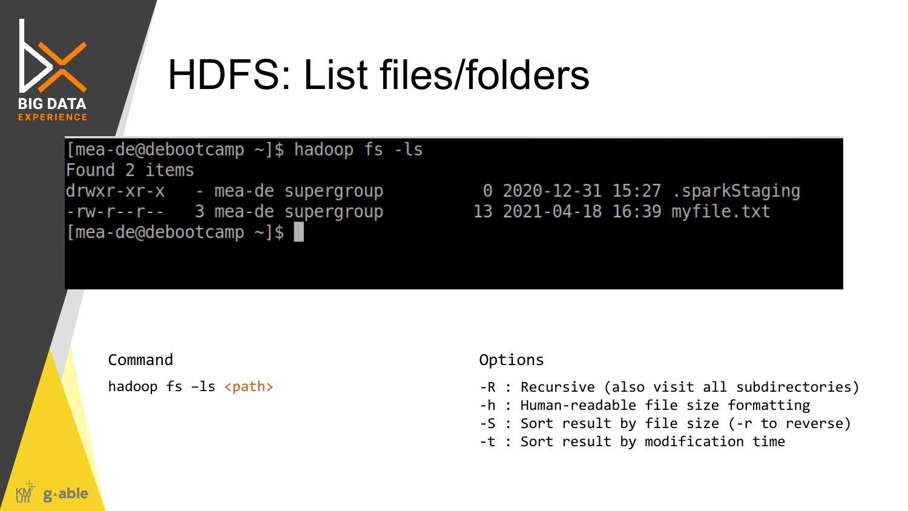# HDFS: List files/folders

```
[mea-de@debootcamp ~]$ hadoop fs -ls
Found 2 items
drwxr-xr-x   - mea-de supergroup          0 2020-12-31 15:27 .sparkStaging
-rw-r--r--   3 mea-de supergroup         13 2021-04-18 16:39 myfile.txt
[mea-de@debootcamp ~]$
```

Command

```
hadoop fs -ls <path>
```

Options

```
-R : Recursive (also visit all subdirectories)
-h : Human-readable file size formatting
-S : Sort result by file size (-r to reverse)
-t : Sort result by modification time
```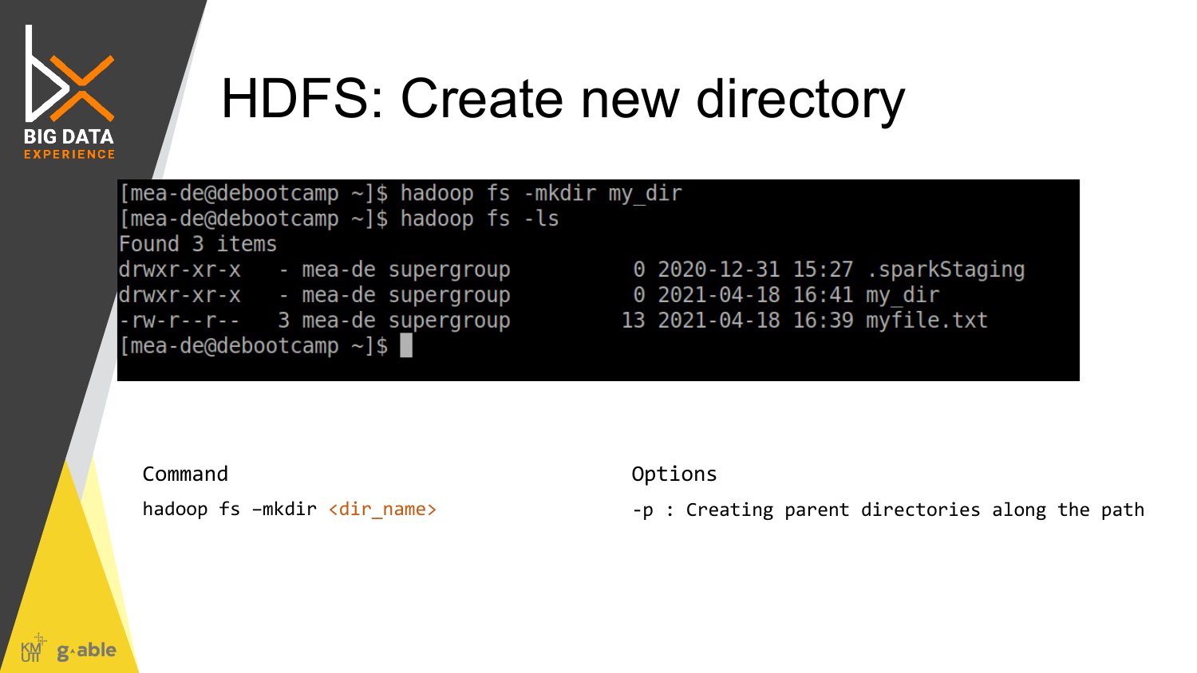# HDFS: Create new directory

```
[mea-de@debootcamp ~]$ hadoop fs -mkdir my_dir
[mea-de@debootcamp ~]$ hadoop fs -ls
Found 3 items
drwxr-xr-x   - mea-de supergroup          0 2020-12-31 15:27 .sparkStaging
drwxr-xr-x   - mea-de supergroup          0 2021-04-18 16:41 my_dir
-rw-r--r--   3 mea-de supergroup         13 2021-04-18 16:39 myfile.txt
[mea-de@debootcamp ~]$ 
```

Command

`hadoop fs –mkdir <dir_name>`

Options

`-p : Creating parent directories along the path`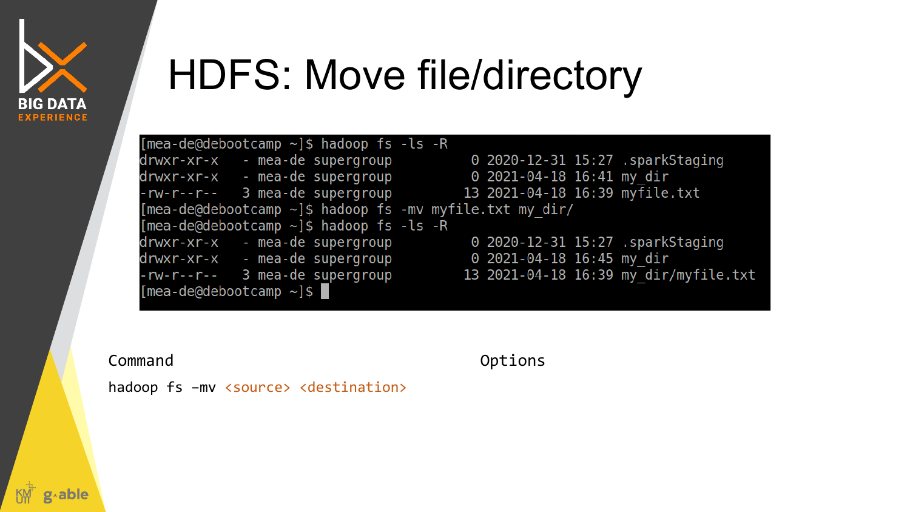# HDFS: Move file/directory

```
[mea-de@debootcamp ~]$ hadoop fs -ls -R
drwxr-xr-x   - mea-de supergroup          0 2020-12-31 15:27 .sparkStaging
drwxr-xr-x   - mea-de supergroup          0 2021-04-18 16:41 my_dir
-rw-r--r--   3 mea-de supergroup         13 2021-04-18 16:39 myfile.txt
[mea-de@debootcamp ~]$ hadoop fs -mv myfile.txt my_dir/
[mea-de@debootcamp ~]$ hadoop fs -ls -R
drwxr-xr-x   - mea-de supergroup          0 2020-12-31 15:27 .sparkStaging
drwxr-xr-x   - mea-de supergroup          0 2021-04-18 16:45 my_dir
-rw-r--r--   3 mea-de supergroup         13 2021-04-18 16:39 my_dir/myfile.txt
[mea-de@debootcamp ~]$
```

Command

```
hadoop fs -mv <source> <destination>
```

Options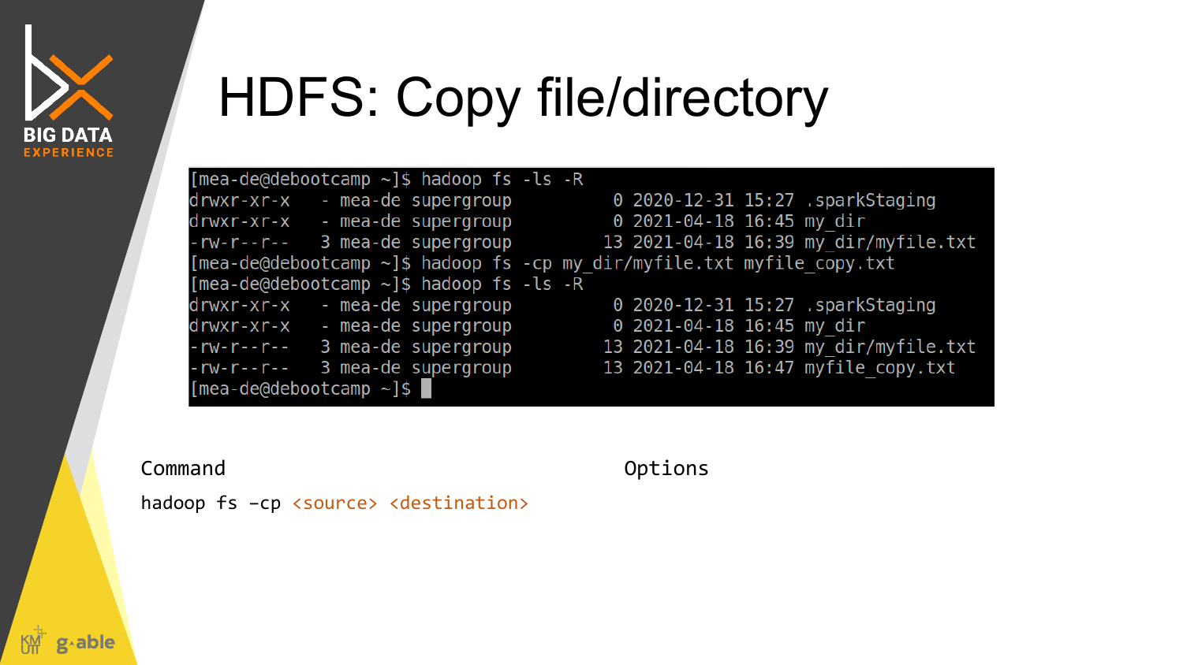# HDFS: Copy file/directory

```
[mea-de@debootcamp ~]$ hadoop fs -ls -R
drwxr-xr-x   - mea-de supergroup          0 2020-12-31 15:27 .sparkStaging
drwxr-xr-x   - mea-de supergroup          0 2021-04-18 16:45 my_dir
-rw-r--r--   3 mea-de supergroup         13 2021-04-18 16:39 my_dir/myfile.txt
[mea-de@debootcamp ~]$ hadoop fs -cp my_dir/myfile.txt myfile_copy.txt
[mea-de@debootcamp ~]$ hadoop fs -ls -R
drwxr-xr-x   - mea-de supergroup          0 2020-12-31 15:27 .sparkStaging
drwxr-xr-x   - mea-de supergroup          0 2021-04-18 16:45 my_dir
-rw-r--r--   3 mea-de supergroup         13 2021-04-18 16:39 my_dir/myfile.txt
-rw-r--r--   3 mea-de supergroup         13 2021-04-18 16:47 myfile_copy.txt
[mea-de@debootcamp ~]$
```

| Command | Options |
| --- | --- |
| hadoop fs –cp <source> <destination> | |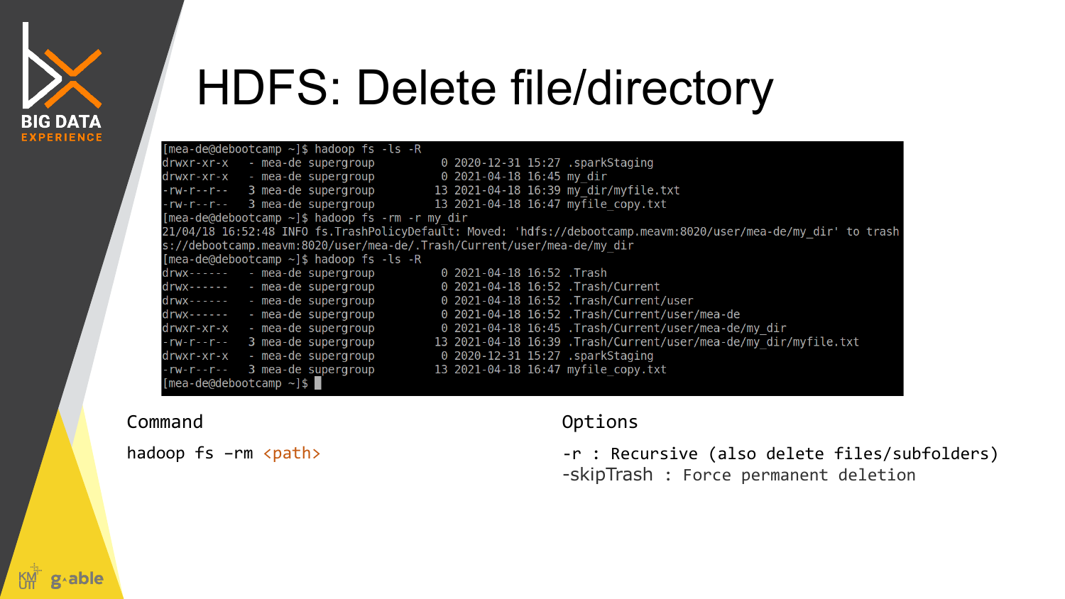# HDFS: Delete file/directory

```
[mea-de@debootcamp ~]$ hadoop fs -ls -R
drwxr-xr-x   - mea-de supergroup          0 2020-12-31 15:27 .sparkStaging
drwxr-xr-x   - mea-de supergroup          0 2021-04-18 16:45 my_dir
-rw-r--r--   3 mea-de supergroup         13 2021-04-18 16:39 my_dir/myfile.txt
-rw-r--r--   3 mea-de supergroup         13 2021-04-18 16:47 myfile_copy.txt
[mea-de@debootcamp ~]$ hadoop fs -rm -r my_dir
21/04/18 16:52:48 INFO fs.TrashPolicyDefault: Moved: 'hdfs://debootcamp.meavm:8020/user/mea-de/my_dir' to trash
s://debootcamp.meavm:8020/user/mea-de/.Trash/Current/user/mea-de/my_dir
[mea-de@debootcamp ~]$ hadoop fs -ls -R
drwx------   - mea-de supergroup          0 2021-04-18 16:52 .Trash
drwx------   - mea-de supergroup          0 2021-04-18 16:52 .Trash/Current
drwx------   - mea-de supergroup          0 2021-04-18 16:52 .Trash/Current/user
drwx------   - mea-de supergroup          0 2021-04-18 16:52 .Trash/Current/user/mea-de
drwxr-xr-x   - mea-de supergroup          0 2021-04-18 16:45 .Trash/Current/user/mea-de/my_dir
-rw-r--r--   3 mea-de supergroup         13 2021-04-18 16:39 .Trash/Current/user/mea-de/my_dir/myfile.txt
drwxr-xr-x   - mea-de supergroup          0 2020-12-31 15:27 .sparkStaging
-rw-r--r--   3 mea-de supergroup         13 2021-04-18 16:47 myfile_copy.txt
[mea-de@debootcamp ~]$
```

**Command**

`hadoop fs –rm <path>`

**Options**

-r : Recursive (also delete files/subfolders)
-skipTrash : Force permanent deletion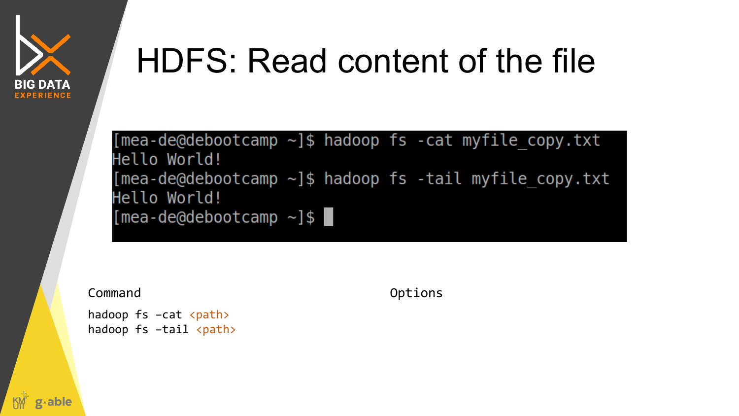# HDFS: Read content of the file

```
[mea-de@debootcamp ~]$ hadoop fs -cat myfile_copy.txt
Hello World!
[mea-de@debootcamp ~]$ hadoop fs -tail myfile_copy.txt
Hello World!
[mea-de@debootcamp ~]$
```

Command

```
hadoop fs -cat <path>
hadoop fs -tail <path>
```

Options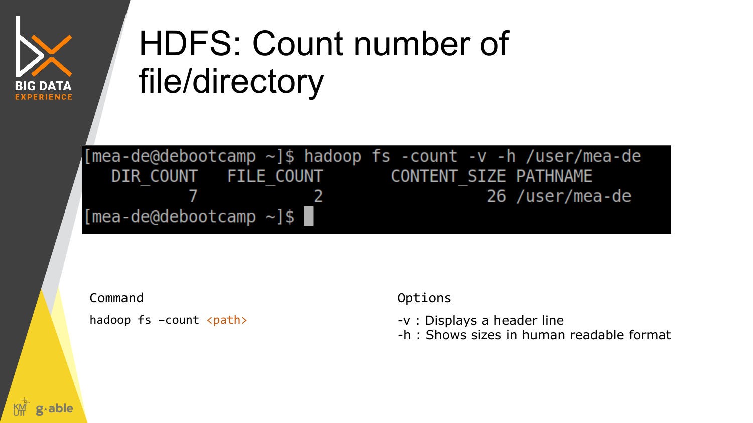# HDFS: Count number of file/directory

```
[mea-de@debootcamp ~]$ hadoop fs -count -v -h /user/mea-de
   DIR_COUNT   FILE_COUNT       CONTENT_SIZE PATHNAME
           7            2                 26 /user/mea-de
[mea-de@debootcamp ~]$
```

Command

```
hadoop fs –count <path>
```

Options

-v : Displays a header line
-h : Shows sizes in human readable format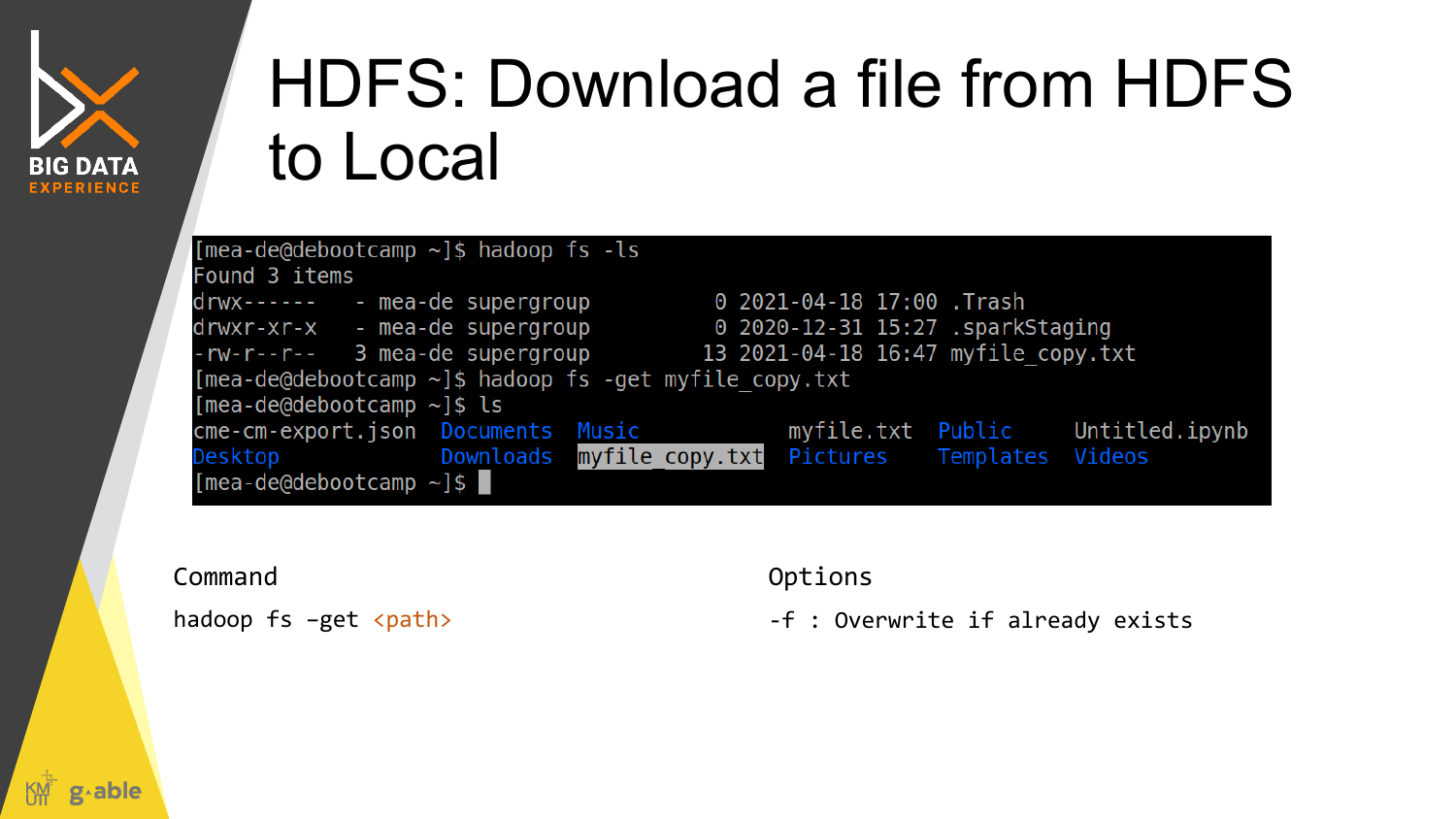# HDFS: Download a file from HDFS to Local

```
[mea-de@debootcamp ~]$ hadoop fs -ls
Found 3 items
drwx------   - mea-de supergroup          0 2021-04-18 17:00 .Trash
drwxr-xr-x   - mea-de supergroup          0 2020-12-31 15:27 .sparkStaging
-rw-r--r--   3 mea-de supergroup         13 2021-04-18 16:47 myfile_copy.txt
[mea-de@debootcamp ~]$ hadoop fs -get myfile_copy.txt
[mea-de@debootcamp ~]$ ls
cme-cm-export.json  Documents  Music            myfile.txt  Public     Untitled.ipynb
Desktop             Downloads  myfile_copy.txt  Pictures    Templates  Videos
[mea-de@debootcamp ~]$
```

Command

```
hadoop fs –get <path>
```

Options

```
-f : Overwrite if already exists
```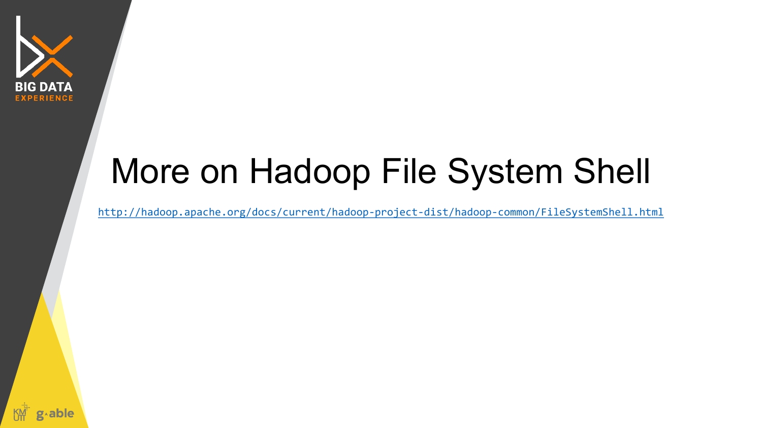# More on Hadoop File System Shell

http://hadoop.apache.org/docs/current/hadoop-project-dist/hadoop-common/FileSystemShell.html